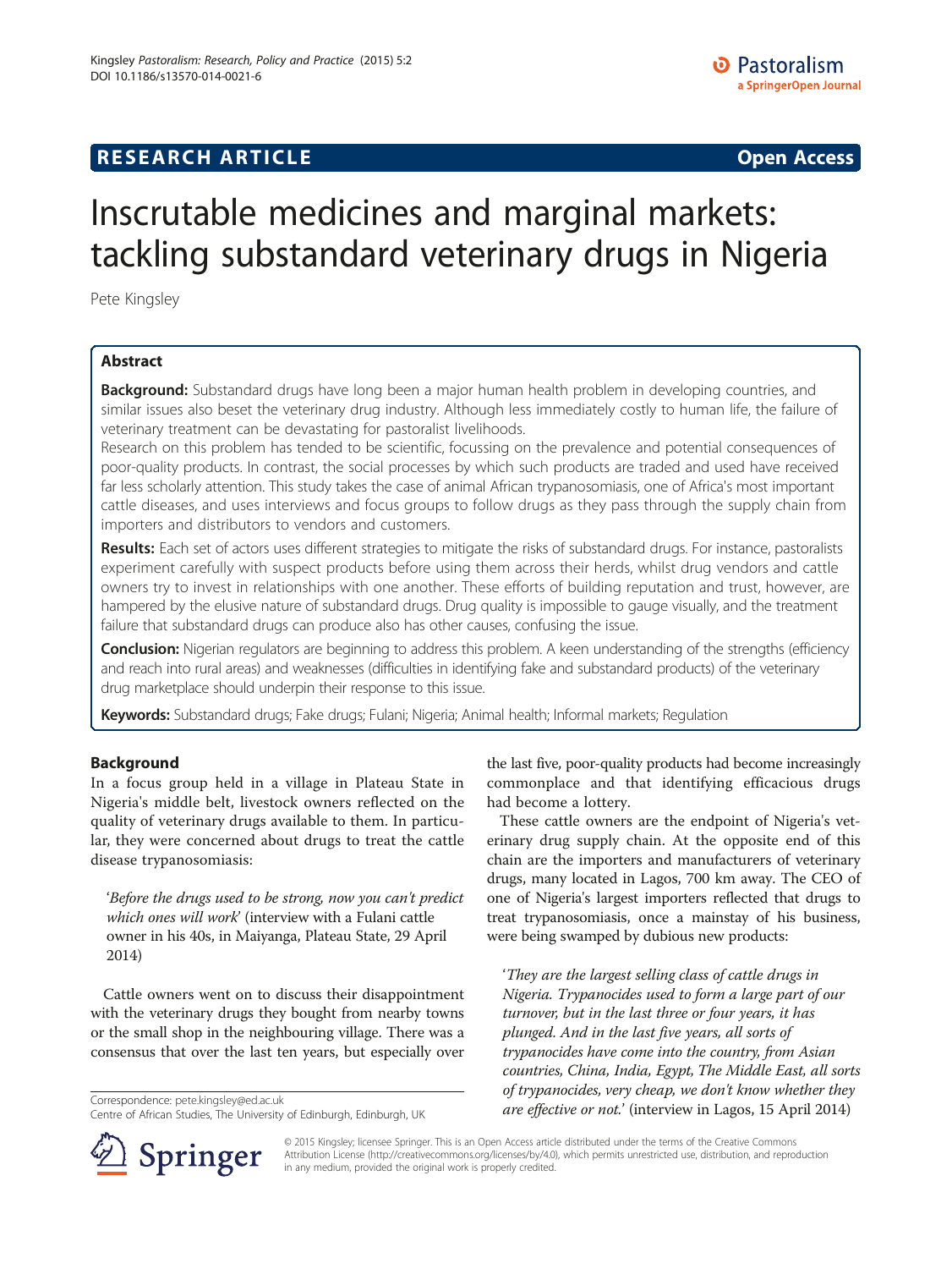RESEARCH ARTICLE

Open Access

# Inscrutable medicines and marginal markets: tackling substandard veterinary drugs in Nigeria

Pete Kingsley

## Abstract

**Background:** Substandard drugs have long been a major human health problem in developing countries, and similar issues also beset the veterinary drug industry. Although less immediately costly to human life, the failure of veterinary treatment can be devastating for pastoralist livelihoods.

Research on this problem has tended to be scientific, focussing on the prevalence and potential consequences of poor-quality products. In contrast, the social processes by which such products are traded and used have received far less scholarly attention. This study takes the case of animal African trypanosomiasis, one of Africa's most important cattle diseases, and uses interviews and focus groups to follow drugs as they pass through the supply chain from importers and distributors to vendors and customers.

**Results:** Each set of actors uses different strategies to mitigate the risks of substandard drugs. For instance, pastoralists experiment carefully with suspect products before using them across their herds, whilst drug vendors and cattle owners try to invest in relationships with one another. These efforts of building reputation and trust, however, are hampered by the elusive nature of substandard drugs. Drug quality is impossible to gauge visually, and the treatment failure that substandard drugs can produce also has other causes, confusing the issue.

**Conclusion:** Nigerian regulators are beginning to address this problem. A keen understanding of the strengths (efficiency and reach into rural areas) and weaknesses (difficulties in identifying fake and substandard products) of the veterinary drug marketplace should underpin their response to this issue.

**Keywords:** Substandard drugs; Fake drugs; Fulani; Nigeria; Animal health; Informal markets; Regulation

## Background

In a focus group held in a village in Plateau State in Nigeria's middle belt, livestock owners reflected on the quality of veterinary drugs available to them. In particular, they were concerned about drugs to treat the cattle disease trypanosomiasis:

> '*Before the drugs used to be strong, now you can't predict which ones will work*' (interview with a Fulani cattle owner in his 40s, in Maiyanga, Plateau State, 29 April 2014)

Cattle owners went on to discuss their disappointment with the veterinary drugs they bought from nearby towns or the small shop in the neighbouring village. There was a consensus that over the last ten years, but especially over the last five, poor-quality products had become increasingly commonplace and that identifying efficacious drugs had become a lottery.

These cattle owners are the endpoint of Nigeria's veterinary drug supply chain. At the opposite end of this chain are the importers and manufacturers of veterinary drugs, many located in Lagos, 700 km away. The CEO of one of Nigeria's largest importers reflected that drugs to treat trypanosomiasis, once a mainstay of his business, were being swamped by dubious new products:

> '*They are the largest selling class of cattle drugs in Nigeria. Trypanocides used to form a large part of our turnover, but in the last three or four years, it has plunged. And in the last five years, all sorts of trypanocides have come into the country, from Asian countries, China, India, Egypt, The Middle East, all sorts of trypanocides, very cheap, we don't know whether they are effective or not.*' (interview in Lagos, 15 April 2014)

Correspondence: pete.kingsley@ed.ac.uk
Centre of African Studies, The University of Edinburgh, Edinburgh, UK

© 2015 Kingsley; licensee Springer. This is an Open Access article distributed under the terms of the Creative Commons Attribution License (http://creativecommons.org/licenses/by/4.0), which permits unrestricted use, distribution, and reproduction in any medium, provided the original work is properly credited.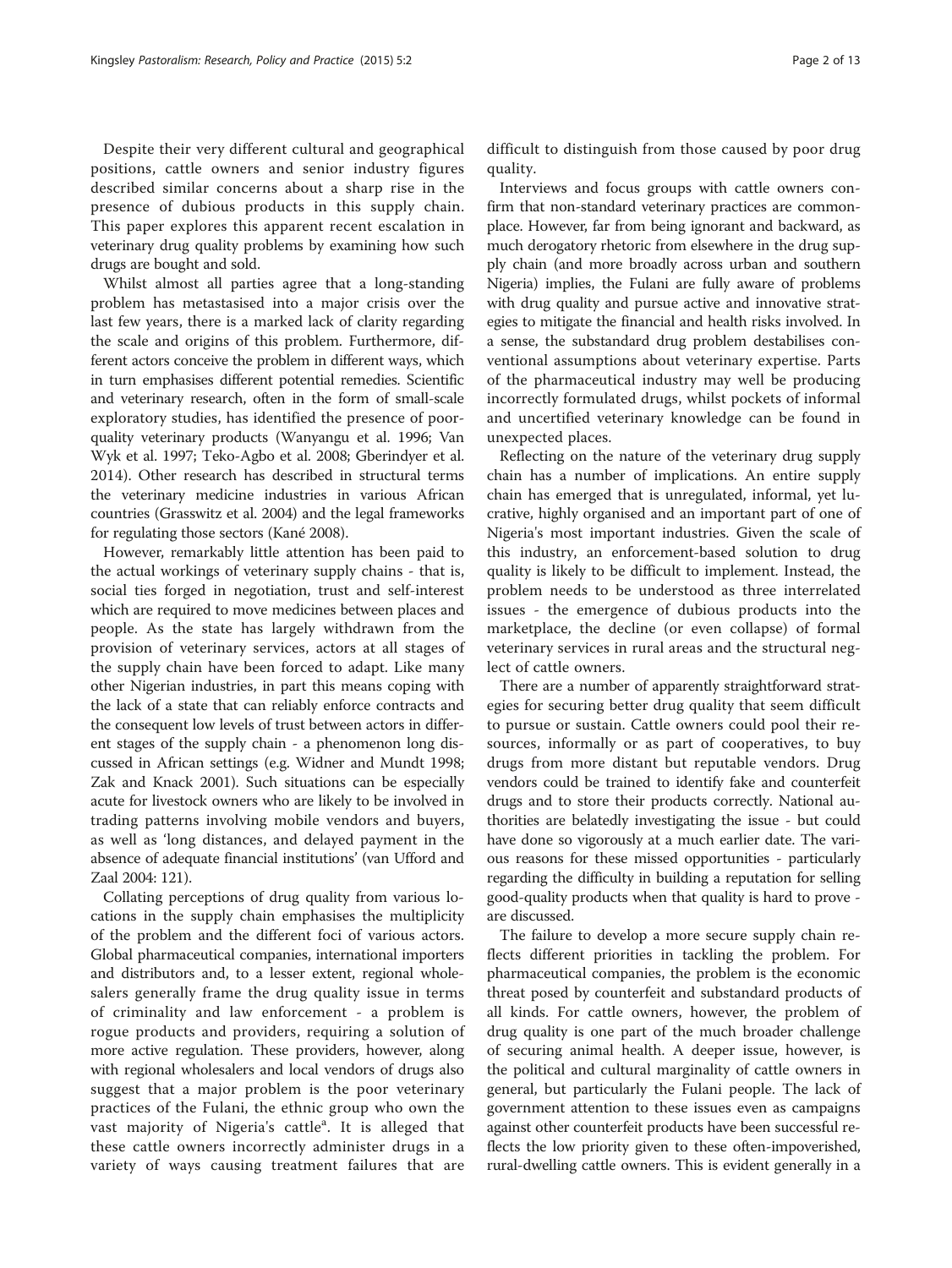Despite their very different cultural and geographical positions, cattle owners and senior industry figures described similar concerns about a sharp rise in the presence of dubious products in this supply chain. This paper explores this apparent recent escalation in veterinary drug quality problems by examining how such drugs are bought and sold.

Whilst almost all parties agree that a long-standing problem has metastasised into a major crisis over the last few years, there is a marked lack of clarity regarding the scale and origins of this problem. Furthermore, different actors conceive the problem in different ways, which in turn emphasises different potential remedies. Scientific and veterinary research, often in the form of small-scale exploratory studies, has identified the presence of poor-quality veterinary products (Wanyangu et al. 1996; Van Wyk et al. 1997; Teko-Agbo et al. 2008; Gberindyer et al. 2014). Other research has described in structural terms the veterinary medicine industries in various African countries (Grasswitz et al. 2004) and the legal frameworks for regulating those sectors (Kané 2008).

However, remarkably little attention has been paid to the actual workings of veterinary supply chains - that is, social ties forged in negotiation, trust and self-interest which are required to move medicines between places and people. As the state has largely withdrawn from the provision of veterinary services, actors at all stages of the supply chain have been forced to adapt. Like many other Nigerian industries, in part this means coping with the lack of a state that can reliably enforce contracts and the consequent low levels of trust between actors in different stages of the supply chain - a phenomenon long discussed in African settings (e.g. Widner and Mundt 1998; Zak and Knack 2001). Such situations can be especially acute for livestock owners who are likely to be involved in trading patterns involving mobile vendors and buyers, as well as 'long distances, and delayed payment in the absence of adequate financial institutions' (van Ufford and Zaal 2004: 121).

Collating perceptions of drug quality from various locations in the supply chain emphasises the multiplicity of the problem and the different foci of various actors. Global pharmaceutical companies, international importers and distributors and, to a lesser extent, regional wholesalers generally frame the drug quality issue in terms of criminality and law enforcement - a problem is rogue products and providers, requiring a solution of more active regulation. These providers, however, along with regional wholesalers and local vendors of drugs also suggest that a major problem is the poor veterinary practices of the Fulani, the ethnic group who own the vast majority of Nigeria's cattle[a]. It is alleged that these cattle owners incorrectly administer drugs in a variety of ways causing treatment failures that are difficult to distinguish from those caused by poor drug quality.

Interviews and focus groups with cattle owners confirm that non-standard veterinary practices are commonplace. However, far from being ignorant and backward, as much derogatory rhetoric from elsewhere in the drug supply chain (and more broadly across urban and southern Nigeria) implies, the Fulani are fully aware of problems with drug quality and pursue active and innovative strategies to mitigate the financial and health risks involved. In a sense, the substandard drug problem destabilises conventional assumptions about veterinary expertise. Parts of the pharmaceutical industry may well be producing incorrectly formulated drugs, whilst pockets of informal and uncertified veterinary knowledge can be found in unexpected places.

Reflecting on the nature of the veterinary drug supply chain has a number of implications. An entire supply chain has emerged that is unregulated, informal, yet lucrative, highly organised and an important part of one of Nigeria's most important industries. Given the scale of this industry, an enforcement-based solution to drug quality is likely to be difficult to implement. Instead, the problem needs to be understood as three interrelated issues - the emergence of dubious products into the marketplace, the decline (or even collapse) of formal veterinary services in rural areas and the structural neglect of cattle owners.

There are a number of apparently straightforward strategies for securing better drug quality that seem difficult to pursue or sustain. Cattle owners could pool their resources, informally or as part of cooperatives, to buy drugs from more distant but reputable vendors. Drug vendors could be trained to identify fake and counterfeit drugs and to store their products correctly. National authorities are belatedly investigating the issue - but could have done so vigorously at a much earlier date. The various reasons for these missed opportunities - particularly regarding the difficulty in building a reputation for selling good-quality products when that quality is hard to prove - are discussed.

The failure to develop a more secure supply chain reflects different priorities in tackling the problem. For pharmaceutical companies, the problem is the economic threat posed by counterfeit and substandard products of all kinds. For cattle owners, however, the problem of drug quality is one part of the much broader challenge of securing animal health. A deeper issue, however, is the political and cultural marginality of cattle owners in general, but particularly the Fulani people. The lack of government attention to these issues even as campaigns against other counterfeit products have been successful reflects the low priority given to these often-impoverished, rural-dwelling cattle owners. This is evident generally in a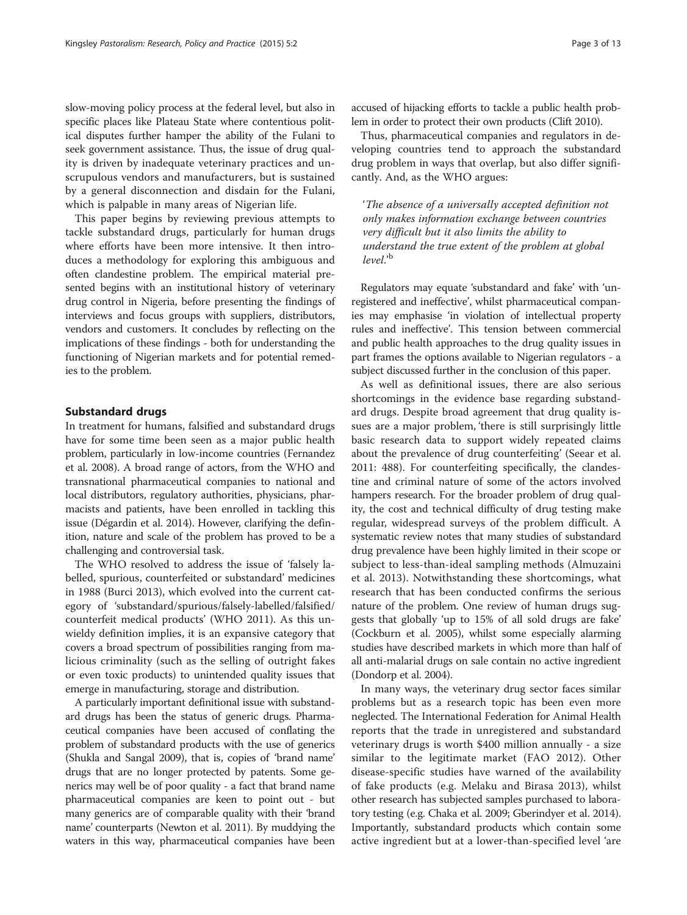slow-moving policy process at the federal level, but also in specific places like Plateau State where contentious political disputes further hamper the ability of the Fulani to seek government assistance. Thus, the issue of drug quality is driven by inadequate veterinary practices and unscrupulous vendors and manufacturers, but is sustained by a general disconnection and disdain for the Fulani, which is palpable in many areas of Nigerian life.

This paper begins by reviewing previous attempts to tackle substandard drugs, particularly for human drugs where efforts have been more intensive. It then introduces a methodology for exploring this ambiguous and often clandestine problem. The empirical material presented begins with an institutional history of veterinary drug control in Nigeria, before presenting the findings of interviews and focus groups with suppliers, distributors, vendors and customers. It concludes by reflecting on the implications of these findings - both for understanding the functioning of Nigerian markets and for potential remedies to the problem.

## Substandard drugs

In treatment for humans, falsified and substandard drugs have for some time been seen as a major public health problem, particularly in low-income countries (Fernandez et al. 2008). A broad range of actors, from the WHO and transnational pharmaceutical companies to national and local distributors, regulatory authorities, physicians, pharmacists and patients, have been enrolled in tackling this issue (Dégardin et al. 2014). However, clarifying the definition, nature and scale of the problem has proved to be a challenging and controversial task.

The WHO resolved to address the issue of 'falsely labelled, spurious, counterfeited or substandard' medicines in 1988 (Burci 2013), which evolved into the current category of 'substandard/spurious/falsely-labelled/falsified/counterfeit medical products' (WHO 2011). As this unwieldy definition implies, it is an expansive category that covers a broad spectrum of possibilities ranging from malicious criminality (such as the selling of outright fakes or even toxic products) to unintended quality issues that emerge in manufacturing, storage and distribution.

A particularly important definitional issue with substandard drugs has been the status of generic drugs. Pharmaceutical companies have been accused of conflating the problem of substandard products with the use of generics (Shukla and Sangal 2009), that is, copies of 'brand name' drugs that are no longer protected by patents. Some generics may well be of poor quality - a fact that brand name pharmaceutical companies are keen to point out - but many generics are of comparable quality with their 'brand name' counterparts (Newton et al. 2011). By muddying the waters in this way, pharmaceutical companies have been accused of hijacking efforts to tackle a public health problem in order to protect their own products (Clift 2010).

Thus, pharmaceutical companies and regulators in developing countries tend to approach the substandard drug problem in ways that overlap, but also differ significantly. And, as the WHO argues:

> '*The absence of a universally accepted definition not only makes information exchange between countries very difficult but it also limits the ability to understand the true extent of the problem at global level*.'[b]

Regulators may equate 'substandard and fake' with 'unregistered and ineffective', whilst pharmaceutical companies may emphasise 'in violation of intellectual property rules and ineffective'. This tension between commercial and public health approaches to the drug quality issues in part frames the options available to Nigerian regulators - a subject discussed further in the conclusion of this paper.

As well as definitional issues, there are also serious shortcomings in the evidence base regarding substandard drugs. Despite broad agreement that drug quality issues are a major problem, 'there is still surprisingly little basic research data to support widely repeated claims about the prevalence of drug counterfeiting' (Seear et al. 2011: 488). For counterfeiting specifically, the clandestine and criminal nature of some of the actors involved hampers research. For the broader problem of drug quality, the cost and technical difficulty of drug testing make regular, widespread surveys of the problem difficult. A systematic review notes that many studies of substandard drug prevalence have been highly limited in their scope or subject to less-than-ideal sampling methods (Almuzaini et al. 2013). Notwithstanding these shortcomings, what research that has been conducted confirms the serious nature of the problem. One review of human drugs suggests that globally 'up to 15% of all sold drugs are fake' (Cockburn et al. 2005), whilst some especially alarming studies have described markets in which more than half of all anti-malarial drugs on sale contain no active ingredient (Dondorp et al. 2004).

In many ways, the veterinary drug sector faces similar problems but as a research topic has been even more neglected. The International Federation for Animal Health reports that the trade in unregistered and substandard veterinary drugs is worth $400 million annually - a size similar to the legitimate market (FAO 2012). Other disease-specific studies have warned of the availability of fake products (e.g. Melaku and Birasa 2013), whilst other research has subjected samples purchased to laboratory testing (e.g. Chaka et al. 2009; Gberindyer et al. 2014). Importantly, substandard products which contain some active ingredient but at a lower-than-specified level 'are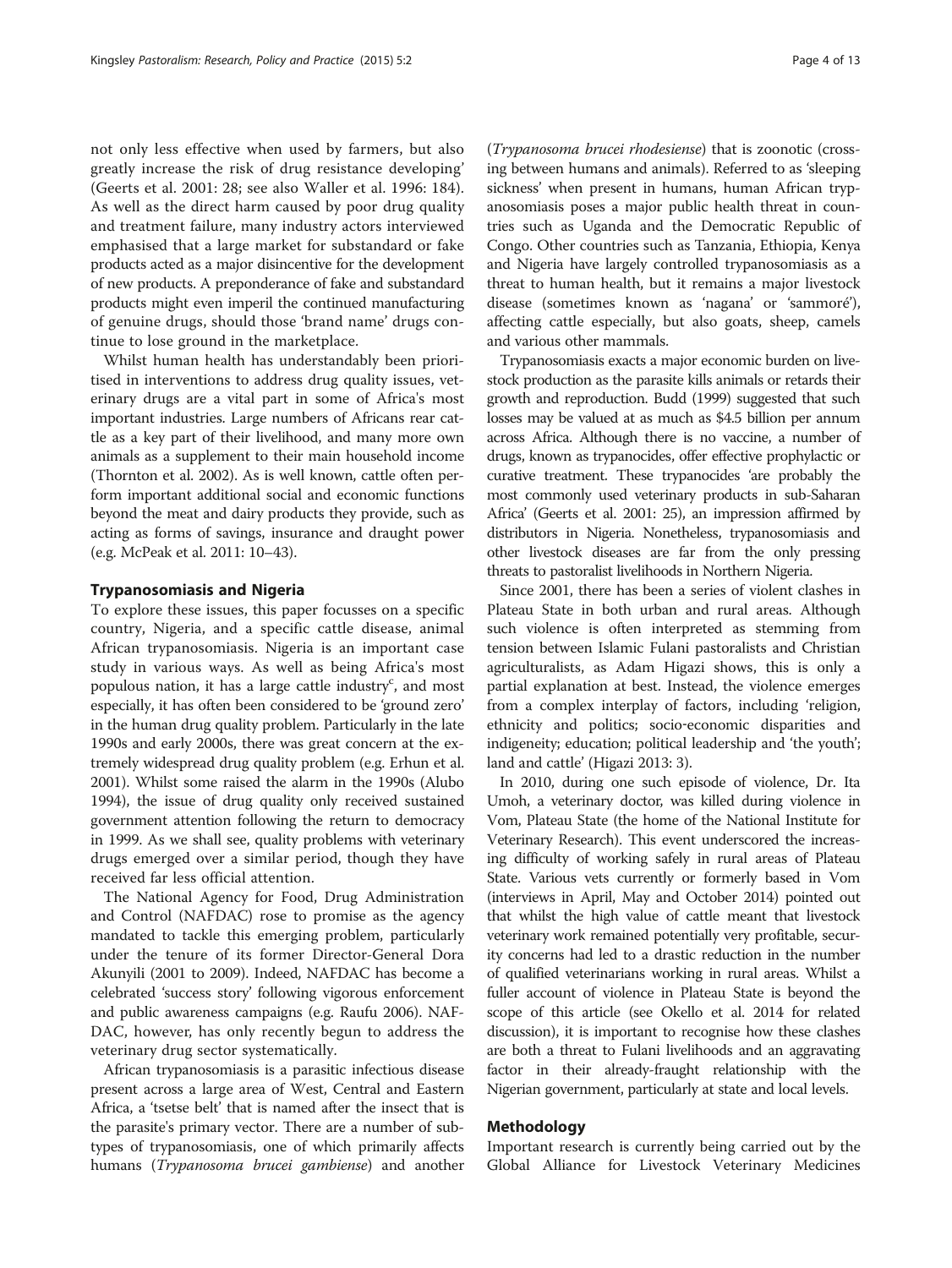not only less effective when used by farmers, but also greatly increase the risk of drug resistance developing' (Geerts et al. 2001: 28; see also Waller et al. 1996: 184). As well as the direct harm caused by poor drug quality and treatment failure, many industry actors interviewed emphasised that a large market for substandard or fake products acted as a major disincentive for the development of new products. A preponderance of fake and substandard products might even imperil the continued manufacturing of genuine drugs, should those 'brand name' drugs continue to lose ground in the marketplace.

Whilst human health has understandably been prioritised in interventions to address drug quality issues, veterinary drugs are a vital part in some of Africa's most important industries. Large numbers of Africans rear cattle as a key part of their livelihood, and many more own animals as a supplement to their main household income (Thornton et al. 2002). As is well known, cattle often perform important additional social and economic functions beyond the meat and dairy products they provide, such as acting as forms of savings, insurance and draught power (e.g. McPeak et al. 2011: 10–43).

## Trypanosomiasis and Nigeria

To explore these issues, this paper focusses on a specific country, Nigeria, and a specific cattle disease, animal African trypanosomiasis. Nigeria is an important case study in various ways. As well as being Africa's most populous nation, it has a large cattle industry[c], and most especially, it has often been considered to be 'ground zero' in the human drug quality problem. Particularly in the late 1990s and early 2000s, there was great concern at the extremely widespread drug quality problem (e.g. Erhun et al. 2001). Whilst some raised the alarm in the 1990s (Alubo 1994), the issue of drug quality only received sustained government attention following the return to democracy in 1999. As we shall see, quality problems with veterinary drugs emerged over a similar period, though they have received far less official attention.

The National Agency for Food, Drug Administration and Control (NAFDAC) rose to promise as the agency mandated to tackle this emerging problem, particularly under the tenure of its former Director-General Dora Akunyili (2001 to 2009). Indeed, NAFDAC has become a celebrated 'success story' following vigorous enforcement and public awareness campaigns (e.g. Raufu 2006). NAFDAC, however, has only recently begun to address the veterinary drug sector systematically.

African trypanosomiasis is a parasitic infectious disease present across a large area of West, Central and Eastern Africa, a 'tsetse belt' that is named after the insect that is the parasite's primary vector. There are a number of subtypes of trypanosomiasis, one of which primarily affects humans (*Trypanosoma brucei gambiense*) and another (*Trypanosoma brucei rhodesiense*) that is zoonotic (crossing between humans and animals). Referred to as 'sleeping sickness' when present in humans, human African trypanosomiasis poses a major public health threat in countries such as Uganda and the Democratic Republic of Congo. Other countries such as Tanzania, Ethiopia, Kenya and Nigeria have largely controlled trypanosomiasis as a threat to human health, but it remains a major livestock disease (sometimes known as 'nagana' or 'sammoré'), affecting cattle especially, but also goats, sheep, camels and various other mammals.

Trypanosomiasis exacts a major economic burden on livestock production as the parasite kills animals or retards their growth and reproduction. Budd (1999) suggested that such losses may be valued at as much as $4.5 billion per annum across Africa. Although there is no vaccine, a number of drugs, known as trypanocides, offer effective prophylactic or curative treatment. These trypanocides 'are probably the most commonly used veterinary products in sub-Saharan Africa' (Geerts et al. 2001: 25), an impression affirmed by distributors in Nigeria. Nonetheless, trypanosomiasis and other livestock diseases are far from the only pressing threats to pastoralist livelihoods in Northern Nigeria.

Since 2001, there has been a series of violent clashes in Plateau State in both urban and rural areas. Although such violence is often interpreted as stemming from tension between Islamic Fulani pastoralists and Christian agriculturalists, as Adam Higazi shows, this is only a partial explanation at best. Instead, the violence emerges from a complex interplay of factors, including 'religion, ethnicity and politics; socio-economic disparities and indigeneity; education; political leadership and 'the youth'; land and cattle' (Higazi 2013: 3).

In 2010, during one such episode of violence, Dr. Ita Umoh, a veterinary doctor, was killed during violence in Vom, Plateau State (the home of the National Institute for Veterinary Research). This event underscored the increasing difficulty of working safely in rural areas of Plateau State. Various vets currently or formerly based in Vom (interviews in April, May and October 2014) pointed out that whilst the high value of cattle meant that livestock veterinary work remained potentially very profitable, security concerns had led to a drastic reduction in the number of qualified veterinarians working in rural areas. Whilst a fuller account of violence in Plateau State is beyond the scope of this article (see Okello et al. 2014 for related discussion), it is important to recognise how these clashes are both a threat to Fulani livelihoods and an aggravating factor in their already-fraught relationship with the Nigerian government, particularly at state and local levels.

## Methodology

Important research is currently being carried out by the Global Alliance for Livestock Veterinary Medicines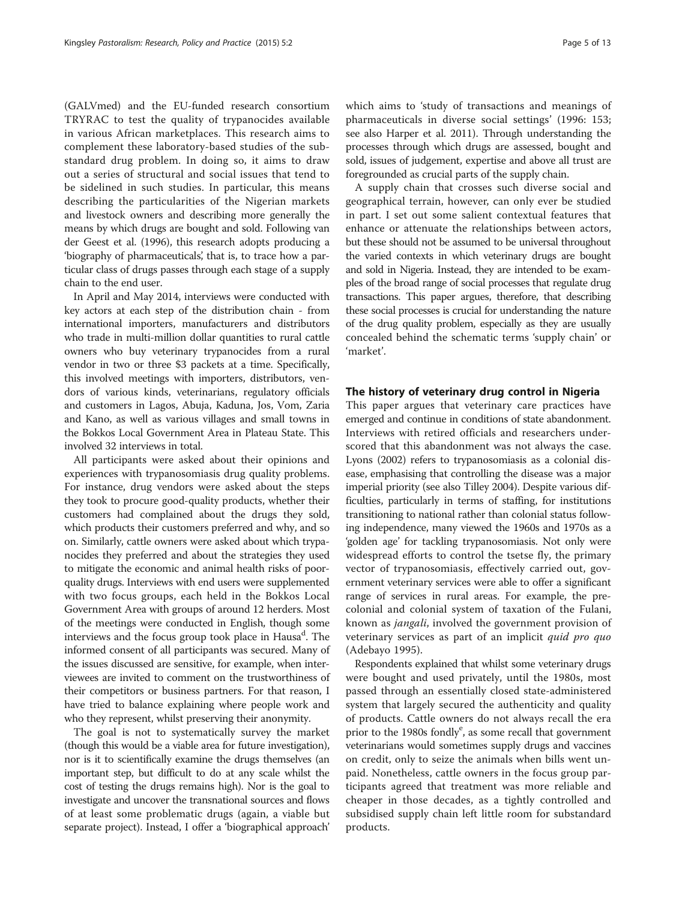(GALVmed) and the EU-funded research consortium TRYRAC to test the quality of trypanocides available in various African marketplaces. This research aims to complement these laboratory-based studies of the substandard drug problem. In doing so, it aims to draw out a series of structural and social issues that tend to be sidelined in such studies. In particular, this means describing the particularities of the Nigerian markets and livestock owners and describing more generally the means by which drugs are bought and sold. Following van der Geest et al. (1996), this research adopts producing a 'biography of pharmaceuticals', that is, to trace how a particular class of drugs passes through each stage of a supply chain to the end user.

In April and May 2014, interviews were conducted with key actors at each step of the distribution chain - from international importers, manufacturers and distributors who trade in multi-million dollar quantities to rural cattle owners who buy veterinary trypanocides from a rural vendor in two or three $3 packets at a time. Specifically, this involved meetings with importers, distributors, vendors of various kinds, veterinarians, regulatory officials and customers in Lagos, Abuja, Kaduna, Jos, Vom, Zaria and Kano, as well as various villages and small towns in the Bokkos Local Government Area in Plateau State. This involved 32 interviews in total.

All participants were asked about their opinions and experiences with trypanosomiasis drug quality problems. For instance, drug vendors were asked about the steps they took to procure good-quality products, whether their customers had complained about the drugs they sold, which products their customers preferred and why, and so on. Similarly, cattle owners were asked about which trypanocides they preferred and about the strategies they used to mitigate the economic and animal health risks of poor-quality drugs. Interviews with end users were supplemented with two focus groups, each held in the Bokkos Local Government Area with groups of around 12 herders. Most of the meetings were conducted in English, though some interviews and the focus group took place in Hausa[d]. The informed consent of all participants was secured. Many of the issues discussed are sensitive, for example, when interviewees are invited to comment on the trustworthiness of their competitors or business partners. For that reason, I have tried to balance explaining where people work and who they represent, whilst preserving their anonymity.

The goal is not to systematically survey the market (though this would be a viable area for future investigation), nor is it to scientifically examine the drugs themselves (an important step, but difficult to do at any scale whilst the cost of testing the drugs remains high). Nor is the goal to investigate and uncover the transnational sources and flows of at least some problematic drugs (again, a viable but separate project). Instead, I offer a 'biographical approach' which aims to 'study of transactions and meanings of pharmaceuticals in diverse social settings' (1996: 153; see also Harper et al. 2011). Through understanding the processes through which drugs are assessed, bought and sold, issues of judgement, expertise and above all trust are foregrounded as crucial parts of the supply chain.

A supply chain that crosses such diverse social and geographical terrain, however, can only ever be studied in part. I set out some salient contextual features that enhance or attenuate the relationships between actors, but these should not be assumed to be universal throughout the varied contexts in which veterinary drugs are bought and sold in Nigeria. Instead, they are intended to be examples of the broad range of social processes that regulate drug transactions. This paper argues, therefore, that describing these social processes is crucial for understanding the nature of the drug quality problem, especially as they are usually concealed behind the schematic terms 'supply chain' or 'market'.

## The history of veterinary drug control in Nigeria

This paper argues that veterinary care practices have emerged and continue in conditions of state abandonment. Interviews with retired officials and researchers underscored that this abandonment was not always the case. Lyons (2002) refers to trypanosomiasis as a colonial disease, emphasising that controlling the disease was a major imperial priority (see also Tilley 2004). Despite various difficulties, particularly in terms of staffing, for institutions transitioning to national rather than colonial status following independence, many viewed the 1960s and 1970s as a 'golden age' for tackling trypanosomiasis. Not only were widespread efforts to control the tsetse fly, the primary vector of trypanosomiasis, effectively carried out, government veterinary services were able to offer a significant range of services in rural areas. For example, the precolonial and colonial system of taxation of the Fulani, known as *jangali*, involved the government provision of veterinary services as part of an implicit *quid pro quo* (Adebayo 1995).

Respondents explained that whilst some veterinary drugs were bought and used privately, until the 1980s, most passed through an essentially closed state-administered system that largely secured the authenticity and quality of products. Cattle owners do not always recall the era prior to the 1980s fondly[e], as some recall that government veterinarians would sometimes supply drugs and vaccines on credit, only to seize the animals when bills went unpaid. Nonetheless, cattle owners in the focus group participants agreed that treatment was more reliable and cheaper in those decades, as a tightly controlled and subsidised supply chain left little room for substandard products.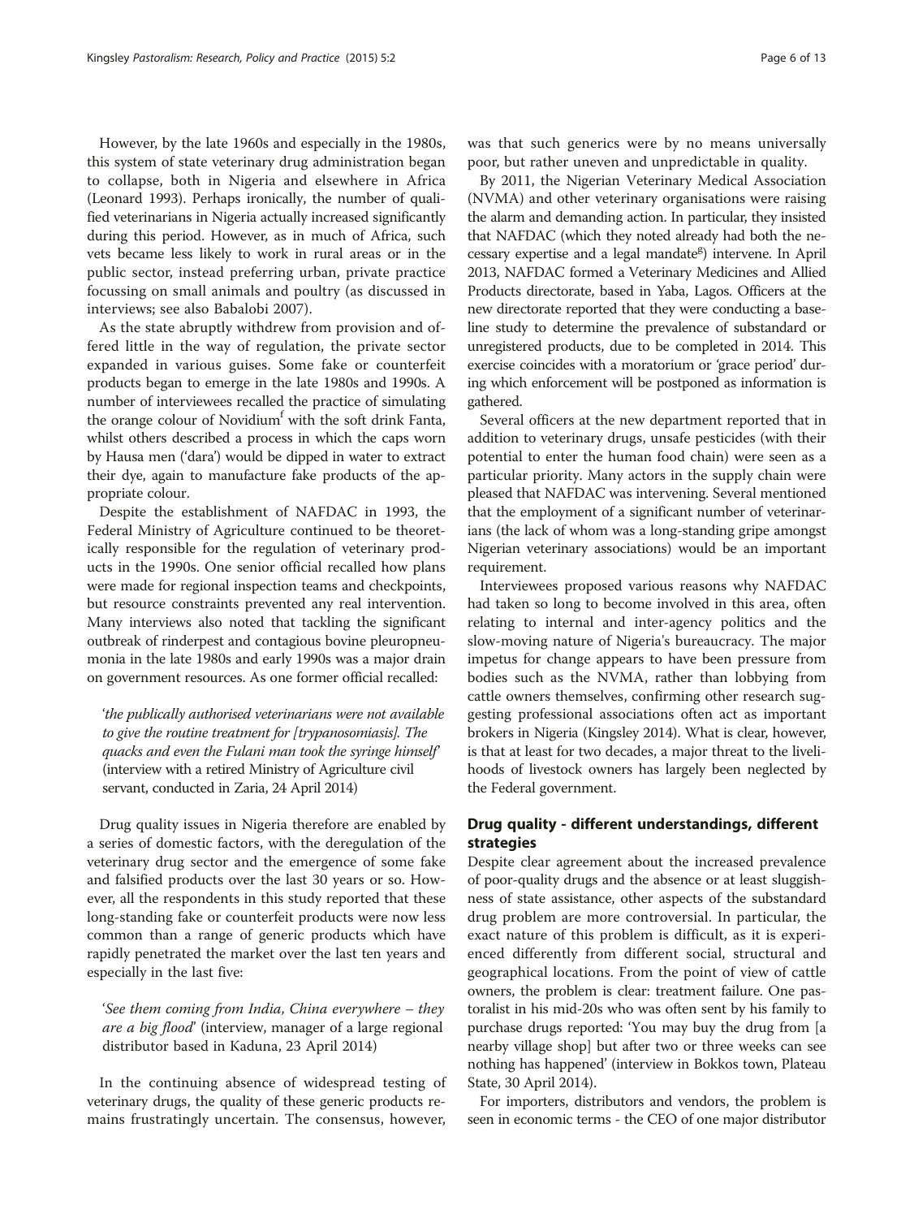However, by the late 1960s and especially in the 1980s, this system of state veterinary drug administration began to collapse, both in Nigeria and elsewhere in Africa (Leonard 1993). Perhaps ironically, the number of qualified veterinarians in Nigeria actually increased significantly during this period. However, as in much of Africa, such vets became less likely to work in rural areas or in the public sector, instead preferring urban, private practice focussing on small animals and poultry (as discussed in interviews; see also Babalobi 2007).

As the state abruptly withdrew from provision and offered little in the way of regulation, the private sector expanded in various guises. Some fake or counterfeit products began to emerge in the late 1980s and 1990s. A number of interviewees recalled the practice of simulating the orange colour of Novidium[f] with the soft drink Fanta, whilst others described a process in which the caps worn by Hausa men ('dara') would be dipped in water to extract their dye, again to manufacture fake products of the appropriate colour.

Despite the establishment of NAFDAC in 1993, the Federal Ministry of Agriculture continued to be theoretically responsible for the regulation of veterinary products in the 1990s. One senior official recalled how plans were made for regional inspection teams and checkpoints, but resource constraints prevented any real intervention. Many interviews also noted that tackling the significant outbreak of rinderpest and contagious bovine pleuropneumonia in the late 1980s and early 1990s was a major drain on government resources. As one former official recalled:

> *'the publically authorised veterinarians were not available to give the routine treatment for [trypanosomiasis]. The quacks and even the Fulani man took the syringe himself'* (interview with a retired Ministry of Agriculture civil servant, conducted in Zaria, 24 April 2014)

Drug quality issues in Nigeria therefore are enabled by a series of domestic factors, with the deregulation of the veterinary drug sector and the emergence of some fake and falsified products over the last 30 years or so. However, all the respondents in this study reported that these long-standing fake or counterfeit products were now less common than a range of generic products which have rapidly penetrated the market over the last ten years and especially in the last five:

> *'See them coming from India, China everywhere – they are a big flood'* (interview, manager of a large regional distributor based in Kaduna, 23 April 2014)

In the continuing absence of widespread testing of veterinary drugs, the quality of these generic products remains frustratingly uncertain. The consensus, however, was that such generics were by no means universally poor, but rather uneven and unpredictable in quality.

By 2011, the Nigerian Veterinary Medical Association (NVMA) and other veterinary organisations were raising the alarm and demanding action. In particular, they insisted that NAFDAC (which they noted already had both the necessary expertise and a legal mandate[g]) intervene. In April 2013, NAFDAC formed a Veterinary Medicines and Allied Products directorate, based in Yaba, Lagos. Officers at the new directorate reported that they were conducting a baseline study to determine the prevalence of substandard or unregistered products, due to be completed in 2014. This exercise coincides with a moratorium or 'grace period' during which enforcement will be postponed as information is gathered.

Several officers at the new department reported that in addition to veterinary drugs, unsafe pesticides (with their potential to enter the human food chain) were seen as a particular priority. Many actors in the supply chain were pleased that NAFDAC was intervening. Several mentioned that the employment of a significant number of veterinarians (the lack of whom was a long-standing gripe amongst Nigerian veterinary associations) would be an important requirement.

Interviewees proposed various reasons why NAFDAC had taken so long to become involved in this area, often relating to internal and inter-agency politics and the slow-moving nature of Nigeria's bureaucracy. The major impetus for change appears to have been pressure from bodies such as the NVMA, rather than lobbying from cattle owners themselves, confirming other research suggesting professional associations often act as important brokers in Nigeria (Kingsley 2014). What is clear, however, is that at least for two decades, a major threat to the livelihoods of livestock owners has largely been neglected by the Federal government.

## Drug quality - different understandings, different strategies

Despite clear agreement about the increased prevalence of poor-quality drugs and the absence or at least sluggishness of state assistance, other aspects of the substandard drug problem are more controversial. In particular, the exact nature of this problem is difficult, as it is experienced differently from different social, structural and geographical locations. From the point of view of cattle owners, the problem is clear: treatment failure. One pastoralist in his mid-20s who was often sent by his family to purchase drugs reported: 'You may buy the drug from [a nearby village shop] but after two or three weeks can see nothing has happened' (interview in Bokkos town, Plateau State, 30 April 2014).

For importers, distributors and vendors, the problem is seen in economic terms - the CEO of one major distributor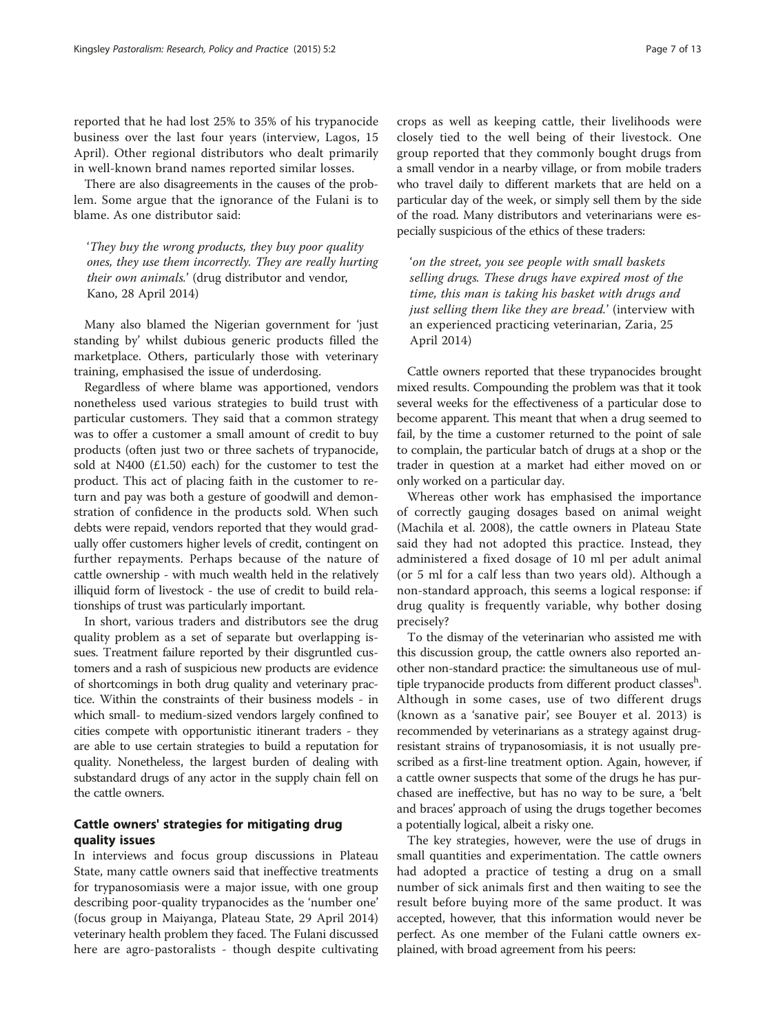reported that he had lost 25% to 35% of his trypanocide business over the last four years (interview, Lagos, 15 April). Other regional distributors who dealt primarily in well-known brand names reported similar losses.

There are also disagreements in the causes of the problem. Some argue that the ignorance of the Fulani is to blame. As one distributor said:

> '*They buy the wrong products, they buy poor quality ones, they use them incorrectly. They are really hurting their own animals.*' (drug distributor and vendor, Kano, 28 April 2014)

Many also blamed the Nigerian government for 'just standing by' whilst dubious generic products filled the marketplace. Others, particularly those with veterinary training, emphasised the issue of underdosing.

Regardless of where blame was apportioned, vendors nonetheless used various strategies to build trust with particular customers. They said that a common strategy was to offer a customer a small amount of credit to buy products (often just two or three sachets of trypanocide, sold at N400 (£1.50) each) for the customer to test the product. This act of placing faith in the customer to return and pay was both a gesture of goodwill and demonstration of confidence in the products sold. When such debts were repaid, vendors reported that they would gradually offer customers higher levels of credit, contingent on further repayments. Perhaps because of the nature of cattle ownership - with much wealth held in the relatively illiquid form of livestock - the use of credit to build relationships of trust was particularly important.

In short, various traders and distributors see the drug quality problem as a set of separate but overlapping issues. Treatment failure reported by their disgruntled customers and a rash of suspicious new products are evidence of shortcomings in both drug quality and veterinary practice. Within the constraints of their business models - in which small- to medium-sized vendors largely confined to cities compete with opportunistic itinerant traders - they are able to use certain strategies to build a reputation for quality. Nonetheless, the largest burden of dealing with substandard drugs of any actor in the supply chain fell on the cattle owners.

## Cattle owners' strategies for mitigating drug quality issues

In interviews and focus group discussions in Plateau State, many cattle owners said that ineffective treatments for trypanosomiasis were a major issue, with one group describing poor-quality trypanocides as the 'number one' (focus group in Maiyanga, Plateau State, 29 April 2014) veterinary health problem they faced. The Fulani discussed here are agro-pastoralists - though despite cultivating crops as well as keeping cattle, their livelihoods were closely tied to the well being of their livestock. One group reported that they commonly bought drugs from a small vendor in a nearby village, or from mobile traders who travel daily to different markets that are held on a particular day of the week, or simply sell them by the side of the road. Many distributors and veterinarians were especially suspicious of the ethics of these traders:

> '*on the street, you see people with small baskets selling drugs. These drugs have expired most of the time, this man is taking his basket with drugs and just selling them like they are bread.*' (interview with an experienced practicing veterinarian, Zaria, 25 April 2014)

Cattle owners reported that these trypanocides brought mixed results. Compounding the problem was that it took several weeks for the effectiveness of a particular dose to become apparent. This meant that when a drug seemed to fail, by the time a customer returned to the point of sale to complain, the particular batch of drugs at a shop or the trader in question at a market had either moved on or only worked on a particular day.

Whereas other work has emphasised the importance of correctly gauging dosages based on animal weight (Machila et al. 2008), the cattle owners in Plateau State said they had not adopted this practice. Instead, they administered a fixed dosage of 10 ml per adult animal (or 5 ml for a calf less than two years old). Although a non-standard approach, this seems a logical response: if drug quality is frequently variable, why bother dosing precisely?

To the dismay of the veterinarian who assisted me with this discussion group, the cattle owners also reported another non-standard practice: the simultaneous use of multiple trypanocide products from different product classes[h]. Although in some cases, use of two different drugs (known as a 'sanative pair', see Bouyer et al. 2013) is recommended by veterinarians as a strategy against drug-resistant strains of trypanosomiasis, it is not usually prescribed as a first-line treatment option. Again, however, if a cattle owner suspects that some of the drugs he has purchased are ineffective, but has no way to be sure, a 'belt and braces' approach of using the drugs together becomes a potentially logical, albeit a risky one.

The key strategies, however, were the use of drugs in small quantities and experimentation. The cattle owners had adopted a practice of testing a drug on a small number of sick animals first and then waiting to see the result before buying more of the same product. It was accepted, however, that this information would never be perfect. As one member of the Fulani cattle owners explained, with broad agreement from his peers: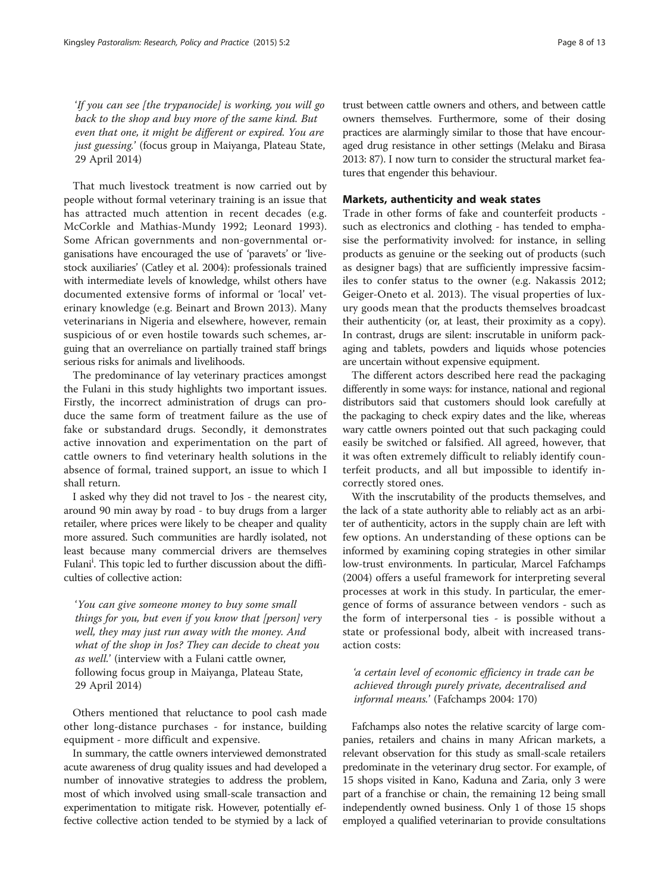'*If you can see [the trypanocide] is working, you will go back to the shop and buy more of the same kind. But even that one, it might be different or expired. You are just guessing.*' (focus group in Maiyanga, Plateau State, 29 April 2014)

That much livestock treatment is now carried out by people without formal veterinary training is an issue that has attracted much attention in recent decades (e.g. McCorkle and Mathias-Mundy 1992; Leonard 1993). Some African governments and non-governmental organisations have encouraged the use of 'paravets' or 'livestock auxiliaries' (Catley et al. 2004): professionals trained with intermediate levels of knowledge, whilst others have documented extensive forms of informal or 'local' veterinary knowledge (e.g. Beinart and Brown 2013). Many veterinarians in Nigeria and elsewhere, however, remain suspicious of or even hostile towards such schemes, arguing that an overreliance on partially trained staff brings serious risks for animals and livelihoods.

The predominance of lay veterinary practices amongst the Fulani in this study highlights two important issues. Firstly, the incorrect administration of drugs can produce the same form of treatment failure as the use of fake or substandard drugs. Secondly, it demonstrates active innovation and experimentation on the part of cattle owners to find veterinary health solutions in the absence of formal, trained support, an issue to which I shall return.

I asked why they did not travel to Jos - the nearest city, around 90 min away by road - to buy drugs from a larger retailer, where prices were likely to be cheaper and quality more assured. Such communities are hardly isolated, not least because many commercial drivers are themselves Fulani[i]. This topic led to further discussion about the difficulties of collective action:

'*You can give someone money to buy some small things for you, but even if you know that [person] very well, they may just run away with the money. And what of the shop in Jos? They can decide to cheat you as well.*' (interview with a Fulani cattle owner, following focus group in Maiyanga, Plateau State, 29 April 2014)

Others mentioned that reluctance to pool cash made other long-distance purchases - for instance, building equipment - more difficult and expensive.

In summary, the cattle owners interviewed demonstrated acute awareness of drug quality issues and had developed a number of innovative strategies to address the problem, most of which involved using small-scale transaction and experimentation to mitigate risk. However, potentially effective collective action tended to be stymied by a lack of trust between cattle owners and others, and between cattle owners themselves. Furthermore, some of their dosing practices are alarmingly similar to those that have encouraged drug resistance in other settings (Melaku and Birasa 2013: 87). I now turn to consider the structural market features that engender this behaviour.

## Markets, authenticity and weak states

Trade in other forms of fake and counterfeit products - such as electronics and clothing - has tended to emphasise the performativity involved: for instance, in selling products as genuine or the seeking out of products (such as designer bags) that are sufficiently impressive facsimiles to confer status to the owner (e.g. Nakassis 2012; Geiger-Oneto et al. 2013). The visual properties of luxury goods mean that the products themselves broadcast their authenticity (or, at least, their proximity as a copy). In contrast, drugs are silent: inscrutable in uniform packaging and tablets, powders and liquids whose potencies are uncertain without expensive equipment.

The different actors described here read the packaging differently in some ways: for instance, national and regional distributors said that customers should look carefully at the packaging to check expiry dates and the like, whereas wary cattle owners pointed out that such packaging could easily be switched or falsified. All agreed, however, that it was often extremely difficult to reliably identify counterfeit products, and all but impossible to identify incorrectly stored ones.

With the inscrutability of the products themselves, and the lack of a state authority able to reliably act as an arbiter of authenticity, actors in the supply chain are left with few options. An understanding of these options can be informed by examining coping strategies in other similar low-trust environments. In particular, Marcel Fafchamps (2004) offers a useful framework for interpreting several processes at work in this study. In particular, the emergence of forms of assurance between vendors - such as the form of interpersonal ties - is possible without a state or professional body, albeit with increased transaction costs:

*'a certain level of economic efficiency in trade can be achieved through purely private, decentralised and informal means.'* (Fafchamps 2004: 170)

Fafchamps also notes the relative scarcity of large companies, retailers and chains in many African markets, a relevant observation for this study as small-scale retailers predominate in the veterinary drug sector. For example, of 15 shops visited in Kano, Kaduna and Zaria, only 3 were part of a franchise or chain, the remaining 12 being small independently owned business. Only 1 of those 15 shops employed a qualified veterinarian to provide consultations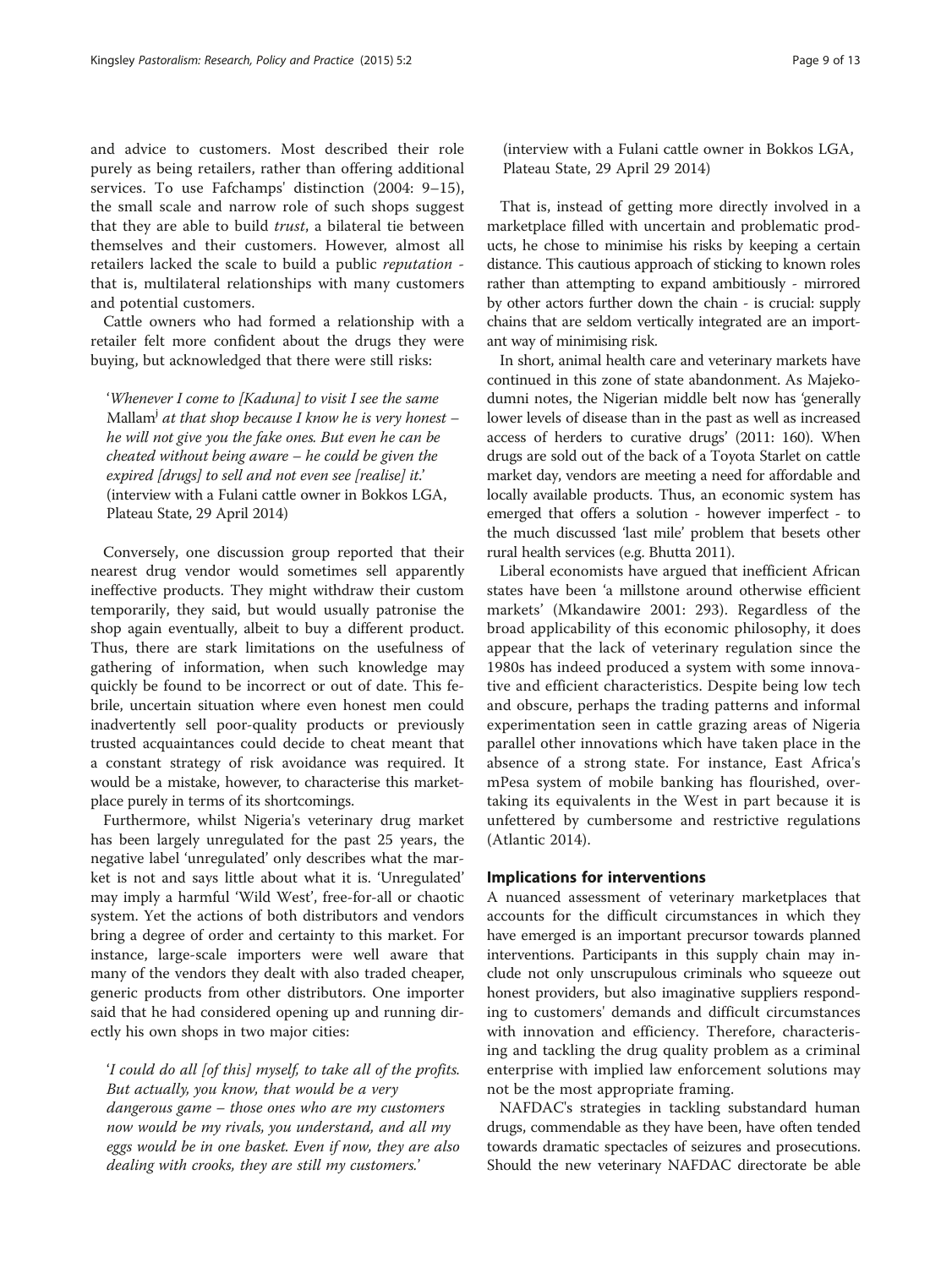and advice to customers. Most described their role purely as being retailers, rather than offering additional services. To use Fafchamps' distinction (2004: 9–15), the small scale and narrow role of such shops suggest that they are able to build *trust*, a bilateral tie between themselves and their customers. However, almost all retailers lacked the scale to build a public *reputation* - that is, multilateral relationships with many customers and potential customers.

Cattle owners who had formed a relationship with a retailer felt more confident about the drugs they were buying, but acknowledged that there were still risks:

> '*Whenever I come to [Kaduna] to visit I see the same* Mallam[j] *at that shop because I know he is very honest – he will not give you the fake ones. But even he can be cheated without being aware – he could be given the expired [drugs] to sell and not even see [realise] it.*' (interview with a Fulani cattle owner in Bokkos LGA, Plateau State, 29 April 2014)

Conversely, one discussion group reported that their nearest drug vendor would sometimes sell apparently ineffective products. They might withdraw their custom temporarily, they said, but would usually patronise the shop again eventually, albeit to buy a different product. Thus, there are stark limitations on the usefulness of gathering of information, when such knowledge may quickly be found to be incorrect or out of date. This febrile, uncertain situation where even honest men could inadvertently sell poor-quality products or previously trusted acquaintances could decide to cheat meant that a constant strategy of risk avoidance was required. It would be a mistake, however, to characterise this marketplace purely in terms of its shortcomings.

Furthermore, whilst Nigeria's veterinary drug market has been largely unregulated for the past 25 years, the negative label 'unregulated' only describes what the market is not and says little about what it is. 'Unregulated' may imply a harmful 'Wild West', free-for-all or chaotic system. Yet the actions of both distributors and vendors bring a degree of order and certainty to this market. For instance, large-scale importers were well aware that many of the vendors they dealt with also traded cheaper, generic products from other distributors. One importer said that he had considered opening up and running directly his own shops in two major cities:

> '*I could do all [of this] myself, to take all of the profits. But actually, you know, that would be a very dangerous game – those ones who are my customers now would be my rivals, you understand, and all my eggs would be in one basket. Even if now, they are also dealing with crooks, they are still my customers.*' (interview with a Fulani cattle owner in Bokkos LGA, Plateau State, 29 April 29 2014)

That is, instead of getting more directly involved in a marketplace filled with uncertain and problematic products, he chose to minimise his risks by keeping a certain distance. This cautious approach of sticking to known roles rather than attempting to expand ambitiously - mirrored by other actors further down the chain - is crucial: supply chains that are seldom vertically integrated are an important way of minimising risk.

In short, animal health care and veterinary markets have continued in this zone of state abandonment. As Majekodumni notes, the Nigerian middle belt now has 'generally lower levels of disease than in the past as well as increased access of herders to curative drugs' (2011: 160). When drugs are sold out of the back of a Toyota Starlet on cattle market day, vendors are meeting a need for affordable and locally available products. Thus, an economic system has emerged that offers a solution - however imperfect - to the much discussed 'last mile' problem that besets other rural health services (e.g. Bhutta 2011).

Liberal economists have argued that inefficient African states have been 'a millstone around otherwise efficient markets' (Mkandawire 2001: 293). Regardless of the broad applicability of this economic philosophy, it does appear that the lack of veterinary regulation since the 1980s has indeed produced a system with some innovative and efficient characteristics. Despite being low tech and obscure, perhaps the trading patterns and informal experimentation seen in cattle grazing areas of Nigeria parallel other innovations which have taken place in the absence of a strong state. For instance, East Africa's mPesa system of mobile banking has flourished, overtaking its equivalents in the West in part because it is unfettered by cumbersome and restrictive regulations (Atlantic 2014).

## Implications for interventions

A nuanced assessment of veterinary marketplaces that accounts for the difficult circumstances in which they have emerged is an important precursor towards planned interventions. Participants in this supply chain may include not only unscrupulous criminals who squeeze out honest providers, but also imaginative suppliers responding to customers' demands and difficult circumstances with innovation and efficiency. Therefore, characterising and tackling the drug quality problem as a criminal enterprise with implied law enforcement solutions may not be the most appropriate framing.

NAFDAC's strategies in tackling substandard human drugs, commendable as they have been, have often tended towards dramatic spectacles of seizures and prosecutions. Should the new veterinary NAFDAC directorate be able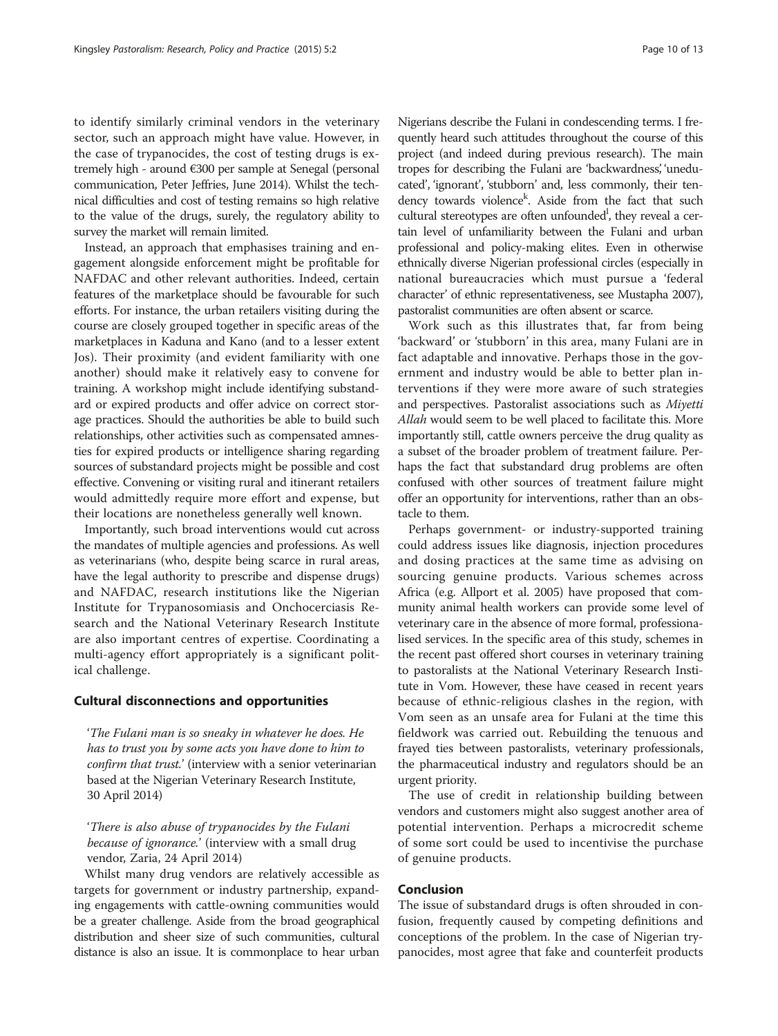to identify similarly criminal vendors in the veterinary sector, such an approach might have value. However, in the case of trypanocides, the cost of testing drugs is extremely high - around €300 per sample at Senegal (personal communication, Peter Jeffries, June 2014). Whilst the technical difficulties and cost of testing remains so high relative to the value of the drugs, surely, the regulatory ability to survey the market will remain limited.

Instead, an approach that emphasises training and engagement alongside enforcement might be profitable for NAFDAC and other relevant authorities. Indeed, certain features of the marketplace should be favourable for such efforts. For instance, the urban retailers visiting during the course are closely grouped together in specific areas of the marketplaces in Kaduna and Kano (and to a lesser extent Jos). Their proximity (and evident familiarity with one another) should make it relatively easy to convene for training. A workshop might include identifying substandard or expired products and offer advice on correct storage practices. Should the authorities be able to build such relationships, other activities such as compensated amnesties for expired products or intelligence sharing regarding sources of substandard projects might be possible and cost effective. Convening or visiting rural and itinerant retailers would admittedly require more effort and expense, but their locations are nonetheless generally well known.

Importantly, such broad interventions would cut across the mandates of multiple agencies and professions. As well as veterinarians (who, despite being scarce in rural areas, have the legal authority to prescribe and dispense drugs) and NAFDAC, research institutions like the Nigerian Institute for Trypanosomiasis and Onchocerciasis Research and the National Veterinary Research Institute are also important centres of expertise. Coordinating a multi-agency effort appropriately is a significant political challenge.

## Cultural disconnections and opportunities

'*The Fulani man is so sneaky in whatever he does. He has to trust you by some acts you have done to him to confirm that trust.*' (interview with a senior veterinarian based at the Nigerian Veterinary Research Institute, 30 April 2014)

'*There is also abuse of trypanocides by the Fulani because of ignorance.*' (interview with a small drug vendor, Zaria, 24 April 2014)

Whilst many drug vendors are relatively accessible as targets for government or industry partnership, expanding engagements with cattle-owning communities would be a greater challenge. Aside from the broad geographical distribution and sheer size of such communities, cultural distance is also an issue. It is commonplace to hear urban Nigerians describe the Fulani in condescending terms. I frequently heard such attitudes throughout the course of this project (and indeed during previous research). The main tropes for describing the Fulani are 'backwardness', 'uneducated', 'ignorant', 'stubborn' and, less commonly, their tendency towards violence[k]. Aside from the fact that such cultural stereotypes are often unfounded[l], they reveal a certain level of unfamiliarity between the Fulani and urban professional and policy-making elites. Even in otherwise ethnically diverse Nigerian professional circles (especially in national bureaucracies which must pursue a 'federal character' of ethnic representativeness, see Mustapha 2007), pastoralist communities are often absent or scarce.

Work such as this illustrates that, far from being 'backward' or 'stubborn' in this area, many Fulani are in fact adaptable and innovative. Perhaps those in the government and industry would be able to better plan interventions if they were more aware of such strategies and perspectives. Pastoralist associations such as *Miyetti Allah* would seem to be well placed to facilitate this. More importantly still, cattle owners perceive the drug quality as a subset of the broader problem of treatment failure. Perhaps the fact that substandard drug problems are often confused with other sources of treatment failure might offer an opportunity for interventions, rather than an obstacle to them.

Perhaps government- or industry-supported training could address issues like diagnosis, injection procedures and dosing practices at the same time as advising on sourcing genuine products. Various schemes across Africa (e.g. Allport et al. 2005) have proposed that community animal health workers can provide some level of veterinary care in the absence of more formal, professionalised services. In the specific area of this study, schemes in the recent past offered short courses in veterinary training to pastoralists at the National Veterinary Research Institute in Vom. However, these have ceased in recent years because of ethnic-religious clashes in the region, with Vom seen as an unsafe area for Fulani at the time this fieldwork was carried out. Rebuilding the tenuous and frayed ties between pastoralists, veterinary professionals, the pharmaceutical industry and regulators should be an urgent priority.

The use of credit in relationship building between vendors and customers might also suggest another area of potential intervention. Perhaps a microcredit scheme of some sort could be used to incentivise the purchase of genuine products.

## Conclusion

The issue of substandard drugs is often shrouded in confusion, frequently caused by competing definitions and conceptions of the problem. In the case of Nigerian trypanocides, most agree that fake and counterfeit products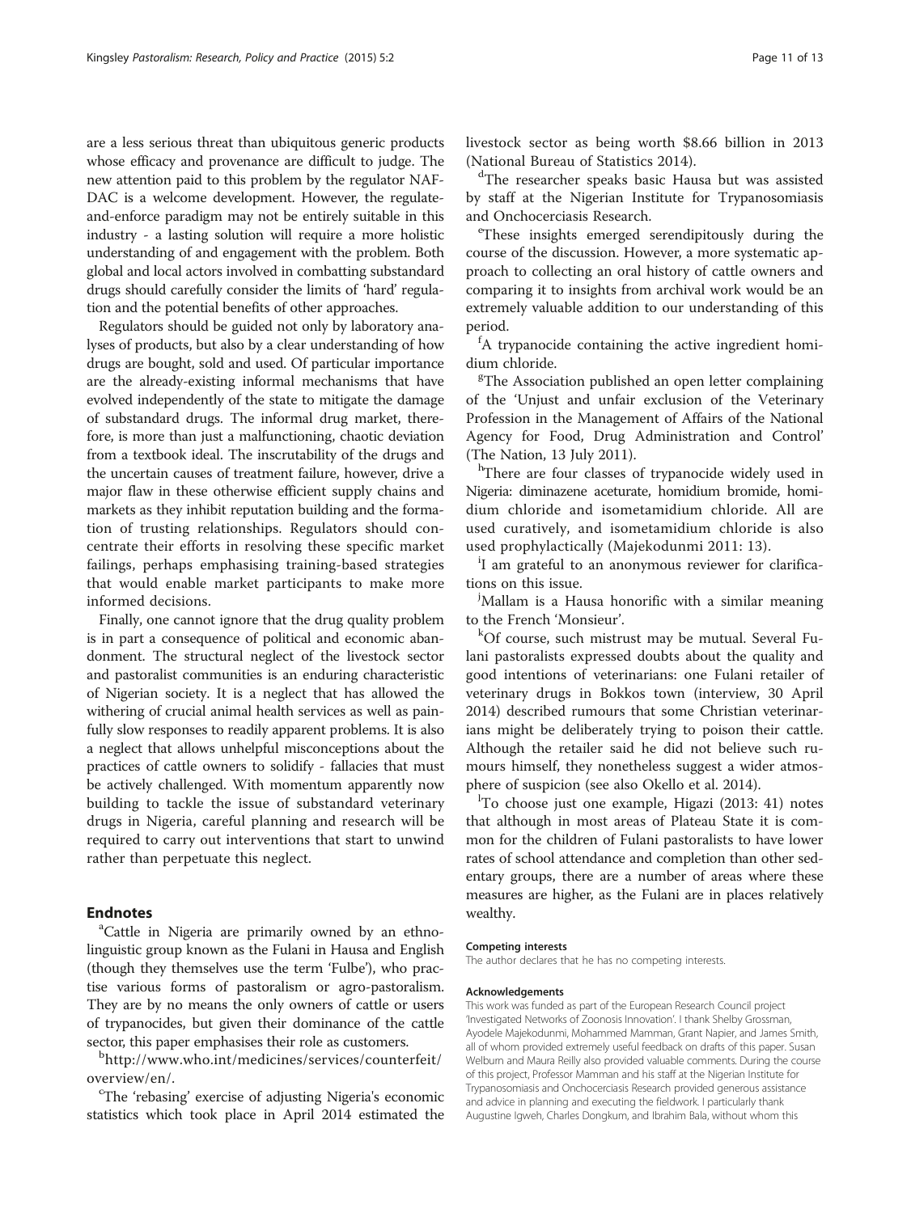are a less serious threat than ubiquitous generic products whose efficacy and provenance are difficult to judge. The new attention paid to this problem by the regulator NAFDAC is a welcome development. However, the regulate-and-enforce paradigm may not be entirely suitable in this industry - a lasting solution will require a more holistic understanding of and engagement with the problem. Both global and local actors involved in combatting substandard drugs should carefully consider the limits of 'hard' regulation and the potential benefits of other approaches.

Regulators should be guided not only by laboratory analyses of products, but also by a clear understanding of how drugs are bought, sold and used. Of particular importance are the already-existing informal mechanisms that have evolved independently of the state to mitigate the damage of substandard drugs. The informal drug market, therefore, is more than just a malfunctioning, chaotic deviation from a textbook ideal. The inscrutability of the drugs and the uncertain causes of treatment failure, however, drive a major flaw in these otherwise efficient supply chains and markets as they inhibit reputation building and the formation of trusting relationships. Regulators should concentrate their efforts in resolving these specific market failings, perhaps emphasising training-based strategies that would enable market participants to make more informed decisions.

Finally, one cannot ignore that the drug quality problem is in part a consequence of political and economic abandonment. The structural neglect of the livestock sector and pastoralist communities is an enduring characteristic of Nigerian society. It is a neglect that has allowed the withering of crucial animal health services as well as painfully slow responses to readily apparent problems. It is also a neglect that allows unhelpful misconceptions about the practices of cattle owners to solidify - fallacies that must be actively challenged. With momentum apparently now building to tackle the issue of substandard veterinary drugs in Nigeria, careful planning and research will be required to carry out interventions that start to unwind rather than perpetuate this neglect.

## Endnotes

[a]Cattle in Nigeria are primarily owned by an ethnolinguistic group known as the Fulani in Hausa and English (though they themselves use the term 'Fulbe'), who practise various forms of pastoralism or agro-pastoralism. They are by no means the only owners of cattle or users of trypanocides, but given their dominance of the cattle sector, this paper emphasises their role as customers.

[b]http://www.who.int/medicines/services/counterfeit/overview/en/.

[c]The 'rebasing' exercise of adjusting Nigeria's economic statistics which took place in April 2014 estimated the livestock sector as being worth \$8.66 billion in 2013 (National Bureau of Statistics 2014).

[d]The researcher speaks basic Hausa but was assisted by staff at the Nigerian Institute for Trypanosomiasis and Onchocerciasis Research.

[e]These insights emerged serendipitously during the course of the discussion. However, a more systematic approach to collecting an oral history of cattle owners and comparing it to insights from archival work would be an extremely valuable addition to our understanding of this period.

[f]A trypanocide containing the active ingredient homidium chloride.

[g]The Association published an open letter complaining of the 'Unjust and unfair exclusion of the Veterinary Profession in the Management of Affairs of the National Agency for Food, Drug Administration and Control' (The Nation, 13 July 2011).

[h]There are four classes of trypanocide widely used in Nigeria: diminazene aceturate, homidium bromide, homidium chloride and isometamidium chloride. All are used curatively, and isometamidium chloride is also used prophylactically (Majekodunmi 2011: 13).

[i]I am grateful to an anonymous reviewer for clarifications on this issue.

[j]Mallam is a Hausa honorific with a similar meaning to the French 'Monsieur'.

[k]Of course, such mistrust may be mutual. Several Fulani pastoralists expressed doubts about the quality and good intentions of veterinarians: one Fulani retailer of veterinary drugs in Bokkos town (interview, 30 April 2014) described rumours that some Christian veterinarians might be deliberately trying to poison their cattle. Although the retailer said he did not believe such rumours himself, they nonetheless suggest a wider atmosphere of suspicion (see also Okello et al. 2014).

[l]To choose just one example, Higazi (2013: 41) notes that although in most areas of Plateau State it is common for the children of Fulani pastoralists to have lower rates of school attendance and completion than other sedentary groups, there are a number of areas where these measures are higher, as the Fulani are in places relatively wealthy.

#### Competing interests

The author declares that he has no competing interests.

#### Acknowledgements

This work was funded as part of the European Research Council project 'Investigated Networks of Zoonosis Innovation'. I thank Shelby Grossman, Ayodele Majekodunmi, Mohammed Mamman, Grant Napier, and James Smith, all of whom provided extremely useful feedback on drafts of this paper. Susan Welburn and Maura Reilly also provided valuable comments. During the course of this project, Professor Mamman and his staff at the Nigerian Institute for Trypanosomiasis and Onchocerciasis Research provided generous assistance and advice in planning and executing the fieldwork. I particularly thank Augustine Igweh, Charles Dongkum, and Ibrahim Bala, without whom this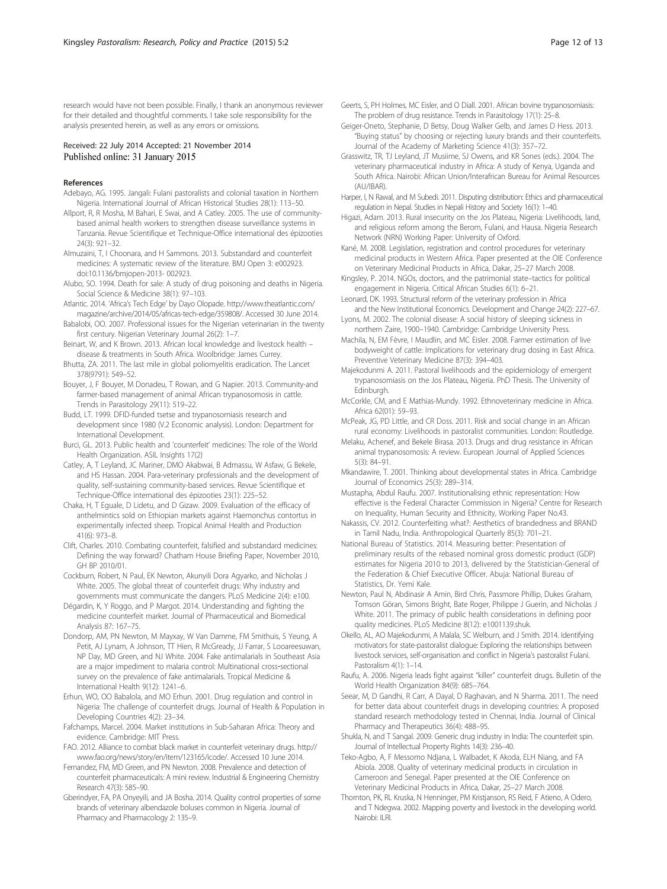research would have not been possible. Finally, I thank an anonymous reviewer for their detailed and thoughtful comments. I take sole responsibility for the analysis presented herein, as well as any errors or omissions.

Received: 22 July 2014 Accepted: 21 November 2014
Published online: 31 January 2015

## References

Adebayo, AG. 1995. Jangali: Fulani pastoralists and colonial taxation in Northern Nigeria. International Journal of African Historical Studies 28(1): 113–50.

Allport, R, R Mosha, M Bahari, E Swai, and A Catley. 2005. The use of community-based animal health workers to strengthen disease surveillance systems in Tanzania. Revue Scientifique et Technique-Office international des épizooties 24(3): 921–32.

Almuzaini, T, I Choonara, and H Sammons. 2013. Substandard and counterfeit medicines: A systematic review of the literature. BMJ Open 3: e002923. doi:10.1136/bmjopen-2013- 002923.

Alubo, SO. 1994. Death for sale: A study of drug poisoning and deaths in Nigeria. Social Science & Medicine 38(1): 97–103.

Atlantic. 2014. 'Africa's Tech Edge' by Dayo Olopade. http://www.theatlantic.com/magazine/archive/2014/05/africas-tech-edge/359808/. Accessed 30 June 2014.

Babalobi, OO. 2007. Professional issues for the Nigerian veterinarian in the twenty first century. Nigerian Veterinary Journal 26(2): 1–7.

Beinart, W, and K Brown. 2013. African local knowledge and livestock health – disease & treatments in South Africa. Woolbridge: James Currey.

Bhutta, ZA. 2011. The last mile in global poliomyelitis eradication. The Lancet 378(9791): 549–52.

Bouyer, J, F Bouyer, M Donadeu, T Rowan, and G Napier. 2013. Community-and farmer-based management of animal African trypanosomosis in cattle. Trends in Parasitology 29(11): 519–22.

Budd, LT. 1999. DFID-funded tsetse and trypanosomiasis research and development since 1980 (V.2 Economic analysis). London: Department for International Development.

Burci, GL. 2013. Public health and 'counterfeit' medicines: The role of the World Health Organization. ASIL Insights 17(2)

Catley, A, T Leyland, JC Mariner, DMO Akabwai, B Admassu, W Asfaw, G Bekele, and HS Hassan. 2004. Para-veterinary professionals and the development of quality, self-sustaining community-based services. Revue Scientifique et Technique-Office international des épizooties 23(1): 225–52.

Chaka, H, T Eguale, D Lidetu, and D Gizaw. 2009. Evaluation of the efficacy of anthelmintics sold on Ethiopian markets against Haemonchus contortus in experimentally infected sheep. Tropical Animal Health and Production 41(6): 973–8.

Clift, Charles. 2010. Combating counterfeit, falsified and substandard medicines: Defining the way forward? Chatham House Briefing Paper, November 2010, GH BP 2010/01.

Cockburn, Robert, N Paul, EK Newton, Akunyili Dora Agyarko, and Nicholas J White. 2005. The global threat of counterfeit drugs: Why industry and governments must communicate the dangers. PLoS Medicine 2(4): e100.

Dégardin, K, Y Roggo, and P Margot. 2014. Understanding and fighting the medicine counterfeit market. Journal of Pharmaceutical and Biomedical Analysis 87: 167–75.

Dondorp, AM, PN Newton, M Mayxay, W Van Damme, FM Smithuis, S Yeung, A Petit, AJ Lynam, A Johnson, TT Hien, R McGready, JJ Farrar, S Looareesuwan, NP Day, MD Green, and NJ White. 2004. Fake antimalarials in Southeast Asia are a major impediment to malaria control: Multinational cross-sectional survey on the prevalence of fake antimalarials. Tropical Medicine & International Health 9(12): 1241–6.

Erhun, WO, OO Babalola, and MO Erhun. 2001. Drug regulation and control in Nigeria: The challenge of counterfeit drugs. Journal of Health & Population in Developing Countries 4(2): 23–34.

Fafchamps, Marcel. 2004. Market institutions in Sub-Saharan Africa: Theory and evidence. Cambridge: MIT Press.

FAO. 2012. Alliance to combat black market in counterfeit veterinary drugs. http://www.fao.org/news/story/en/item/123165/icode/. Accessed 10 June 2014.

Fernandez, FM, MD Green, and PN Newton. 2008. Prevalence and detection of counterfeit pharmaceuticals: A mini review. Industrial & Engineering Chemistry Research 47(3): 585–90.

Gberindyer, FA, PA Onyeyili, and JA Bosha. 2014. Quality control properties of some brands of veterinary albendazole boluses common in Nigeria. Journal of Pharmacy and Pharmacology 2: 135–9.

Geerts, S, PH Holmes, MC Eisler, and O Diall. 2001. African bovine trypanosomiasis: The problem of drug resistance. Trends in Parasitology 17(1): 25–8.

Geiger-Oneto, Stephanie, D Betsy, Doug Walker Gelb, and James D Hess. 2013. "Buying status" by choosing or rejecting luxury brands and their counterfeits. Journal of the Academy of Marketing Science 41(3): 357–72.

Grasswitz, TR, TJ Leyland, JT Musiime, SJ Owens, and KR Sones (eds.). 2004. The veterinary pharmaceutical industry in Africa: A study of Kenya, Uganda and South Africa. Nairobi: African Union/Interafrican Bureau for Animal Resources (AU/IBAR).

Harper, I, N Rawal, and M Subedi. 2011. Disputing distribution: Ethics and pharmaceutical regulation in Nepal. Studies in Nepali History and Society 16(1): 1–40.

Higazi, Adam. 2013. Rural insecurity on the Jos Plateau, Nigeria: Livelihoods, land, and religious reform among the Berom, Fulani, and Hausa. Nigeria Research Network (NRN) Working Paper: University of Oxford.

Kané, M. 2008. Legislation, registration and control procedures for veterinary medicinal products in Western Africa. Paper presented at the OIE Conference on Veterinary Medicinal Products in Africa, Dakar, 25–27 March 2008.

Kingsley, P. 2014. NGOs, doctors, and the patrimonial state–tactics for political engagement in Nigeria. Critical African Studies 6(1): 6–21.

Leonard, DK. 1993. Structural reform of the veterinary profession in Africa and the New Institutional Economics. Development and Change 24(2): 227–67.

Lyons, M. 2002. The colonial disease: A social history of sleeping sickness in northern Zaire, 1900–1940. Cambridge: Cambridge University Press.

Machila, N, EM Fèvre, I Maudlin, and MC Eisler. 2008. Farmer estimation of live bodyweight of cattle: Implications for veterinary drug dosing in East Africa. Preventive Veterinary Medicine 87(3): 394–403.

Majekodunmi A. 2011. Pastoral livelihoods and the epidemiology of emergent trypanosomiasis on the Jos Plateau, Nigeria. PhD Thesis. The University of Edinburgh.

McCorkle, CM, and E Mathias-Mundy. 1992. Ethnoveterinary medicine in Africa. Africa 62(01): 59–93.

McPeak, JG, PD Little, and CR Doss. 2011. Risk and social change in an African rural economy: Livelihoods in pastoralist communities. London: Routledge.

Melaku, Achenef, and Bekele Birasa. 2013. Drugs and drug resistance in African animal trypanosomosis: A review. European Journal of Applied Sciences 5(3): 84–91.

Mkandawire, T. 2001. Thinking about developmental states in Africa. Cambridge Journal of Economics 25(3): 289–314.

Mustapha, Abdul Raufu. 2007. Institutionalising ethnic representation: How effective is the Federal Character Commission in Nigeria? Centre for Research on Inequality, Human Security and Ethnicity, Working Paper No.43.

Nakassis, CV. 2012. Counterfeiting what?: Aesthetics of brandedness and BRAND in Tamil Nadu, India. Anthropological Quarterly 85(3): 701–21.

National Bureau of Statistics. 2014. Measuring better: Presentation of preliminary results of the rebased nominal gross domestic product (GDP) estimates for Nigeria 2010 to 2013, delivered by the Statistician-General of the Federation & Chief Executive Officer. Abuja: National Bureau of Statistics, Dr. Yemi Kale.

Newton, Paul N, Abdinasir A Amin, Bird Chris, Passmore Phillip, Dukes Graham, Tomson Göran, Simons Bright, Bate Roger, Philippe J Guerin, and Nicholas J White. 2011. The primacy of public health considerations in defining poor quality medicines. PLoS Medicine 8(12): e1001139.shuk.

Okello, AL, AO Majekodunmi, A Malala, SC Welburn, and J Smith. 2014. Identifying motivators for state-pastoralist dialogue: Exploring the relationships between livestock services, self-organisation and conflict in Nigeria's pastoralist Fulani. Pastoralism 4(1): 1–14.

Raufu, A. 2006. Nigeria leads fight against "killer" counterfeit drugs. Bulletin of the World Health Organization 84(9): 685–764.

Seear, M, D Gandhi, R Carr, A Dayal, D Raghavan, and N Sharma. 2011. The need for better data about counterfeit drugs in developing countries: A proposed standard research methodology tested in Chennai, India. Journal of Clinical Pharmacy and Therapeutics 36(4): 488–95.

Shukla, N, and T Sangal. 2009. Generic drug industry in India: The counterfeit spin. Journal of Intellectual Property Rights 14(3): 236–40.

Teko-Agbo, A, F Messomo Ndjana, L Walbadet, K Akoda, ELH Niang, and FA Abiola. 2008. Quality of veterinary medicinal products in circulation in Cameroon and Senegal. Paper presented at the OIE Conference on Veterinary Medicinal Products in Africa, Dakar, 25–27 March 2008.

Thornton, PK, RL Kruska, N Henninger, PM Kristjanson, RS Reid, F Atieno, A Odero, and T Ndegwa. 2002. Mapping poverty and livestock in the developing world. Nairobi: ILRI.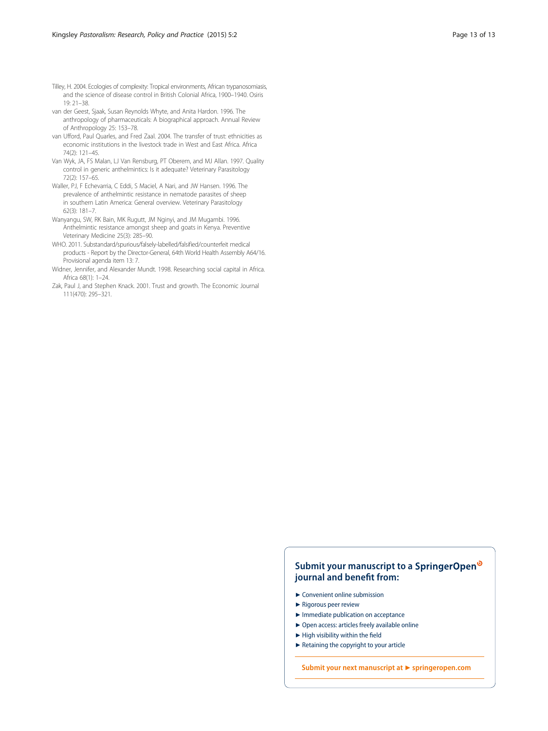Tilley, H. 2004. Ecologies of complexity: Tropical environments, African trypanosomiasis, and the science of disease control in British Colonial Africa, 1900–1940. Osiris 19: 21–38.

van der Geest, Sjaak, Susan Reynolds Whyte, and Anita Hardon. 1996. The anthropology of pharmaceuticals: A biographical approach. Annual Review of Anthropology 25: 153–78.

van Ufford, Paul Quarles, and Fred Zaal. 2004. The transfer of trust: ethnicities as economic institutions in the livestock trade in West and East Africa. Africa 74(2): 121–45.

Van Wyk, JA, FS Malan, LJ Van Rensburg, PT Oberem, and MJ Allan. 1997. Quality control in generic anthelmintics: Is it adequate? Veterinary Parasitology 72(2): 157–65.

Waller, PJ, F Echevarria, C Eddi, S Maciel, A Nari, and JW Hansen. 1996. The prevalence of anthelmintic resistance in nematode parasites of sheep in southern Latin America: General overview. Veterinary Parasitology 62(3): 181–7.

Wanyangu, SW, RK Bain, MK Rugutt, JM Nginyi, and JM Mugambi. 1996. Anthelmintic resistance amongst sheep and goats in Kenya. Preventive Veterinary Medicine 25(3): 285–90.

WHO. 2011. Substandard/spurious/falsely-labelled/falsified/counterfeit medical products - Report by the Director-General, 64th World Health Assembly A64/16. Provisional agenda item 13: 7.

Widner, Jennifer, and Alexander Mundt. 1998. Researching social capital in Africa. Africa 68(1): 1–24.

Zak, Paul J, and Stephen Knack. 2001. Trust and growth. The Economic Journal 111(470): 295–321.

**Submit your manuscript to a SpringerOpen journal and benefit from:**

- ► Convenient online submission
- ► Rigorous peer review
- ► Immediate publication on acceptance
- ► Open access: articles freely available online
- ► High visibility within the field
- ► Retaining the copyright to your article

**Submit your next manuscript at ► springeropen.com**